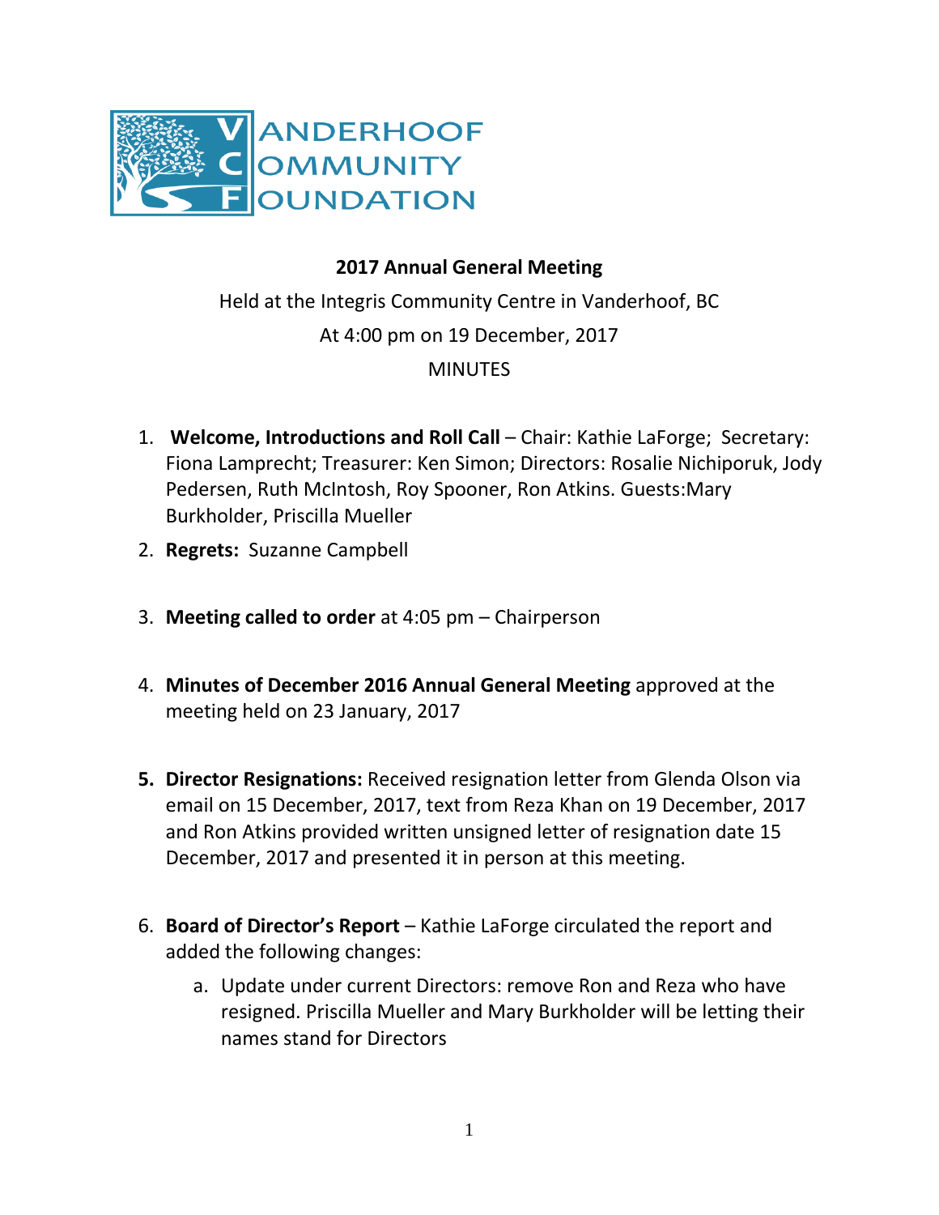VANDERHOOF COMMUNITY FOUNDATION

**2017 Annual General Meeting**

Held at the Integris Community Centre in Vanderhoof, BC

At 4:00 pm on 19 December, 2017

MINUTES

1. **Welcome, Introductions and Roll Call** – Chair: Kathie LaForge; Secretary: Fiona Lamprecht; Treasurer: Ken Simon; Directors: Rosalie Nichiporuk, Jody Pedersen, Ruth McIntosh, Roy Spooner, Ron Atkins. Guests:Mary Burkholder, Priscilla Mueller
2. **Regrets:** Suzanne Campbell
3. **Meeting called to order** at 4:05 pm – Chairperson
4. **Minutes of December 2016 Annual General Meeting** approved at the meeting held on 23 January, 2017
5. **Director Resignations:** Received resignation letter from Glenda Olson via email on 15 December, 2017, text from Reza Khan on 19 December, 2017 and Ron Atkins provided written unsigned letter of resignation date 15 December, 2017 and presented it in person at this meeting.
6. **Board of Director's Report** – Kathie LaForge circulated the report and added the following changes:
    a. Update under current Directors: remove Ron and Reza who have resigned. Priscilla Mueller and Mary Burkholder will be letting their names stand for Directors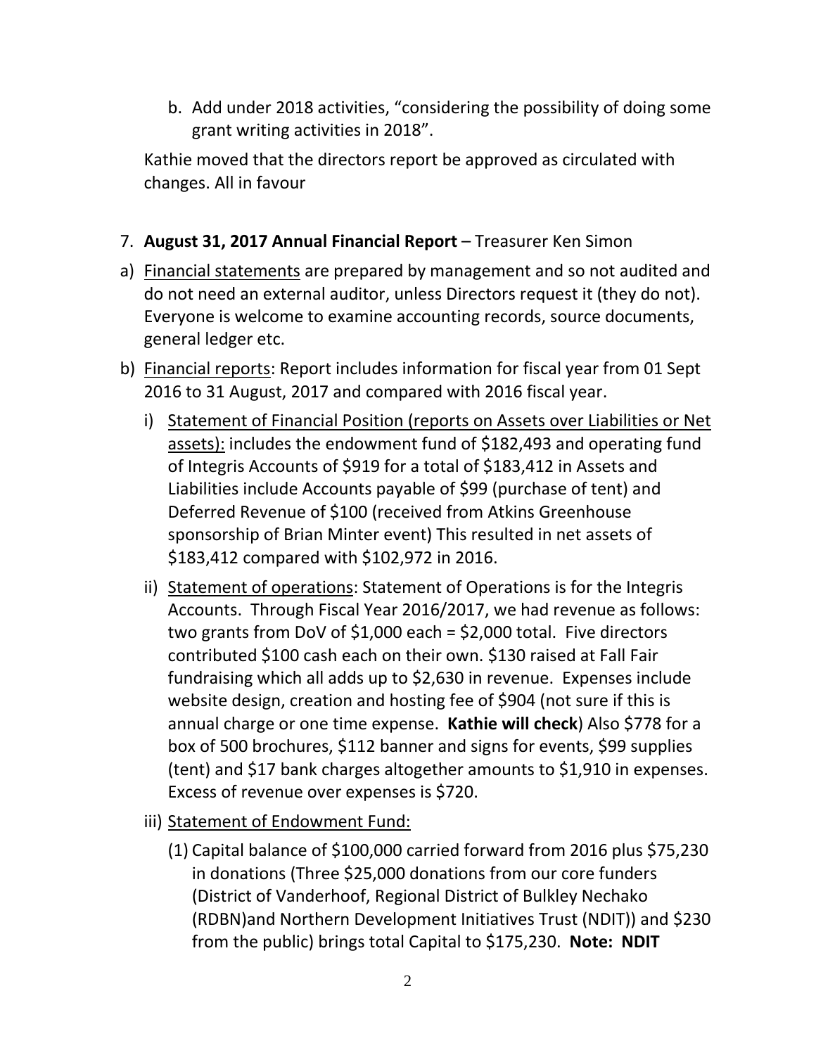b. Add under 2018 activities, “considering the possibility of doing some grant writing activities in 2018”.

Kathie moved that the directors report be approved as circulated with changes. All in favour

7. **August 31, 2017 Annual Financial Report** – Treasurer Ken Simon

a) Financial statements are prepared by management and so not audited and do not need an external auditor, unless Directors request it (they do not). Everyone is welcome to examine accounting records, source documents, general ledger etc.

b) Financial reports: Report includes information for fiscal year from 01 Sept 2016 to 31 August, 2017 and compared with 2016 fiscal year.

   i) Statement of Financial Position (reports on Assets over Liabilities or Net assets): includes the endowment fund of $182,493 and operating fund of Integris Accounts of $919 for a total of $183,412 in Assets and Liabilities include Accounts payable of $99 (purchase of tent) and Deferred Revenue of $100 (received from Atkins Greenhouse sponsorship of Brian Minter event) This resulted in net assets of $183,412 compared with $102,972 in 2016.

   ii) Statement of operations: Statement of Operations is for the Integris Accounts. Through Fiscal Year 2016/2017, we had revenue as follows: two grants from DoV of $1,000 each = $2,000 total. Five directors contributed $100 cash each on their own. $130 raised at Fall Fair fundraising which all adds up to $2,630 in revenue. Expenses include website design, creation and hosting fee of $904 (not sure if this is annual charge or one time expense. **Kathie will check**) Also $778 for a box of 500 brochures, $112 banner and signs for events, $99 supplies (tent) and $17 bank charges altogether amounts to $1,910 in expenses. Excess of revenue over expenses is $720.

   iii) Statement of Endowment Fund:

      (1) Capital balance of $100,000 carried forward from 2016 plus $75,230 in donations (Three $25,000 donations from our core funders (District of Vanderhoof, Regional District of Bulkley Nechako (RDBN)and Northern Development Initiatives Trust (NDIT)) and $230 from the public) brings total Capital to $175,230. **Note: NDIT**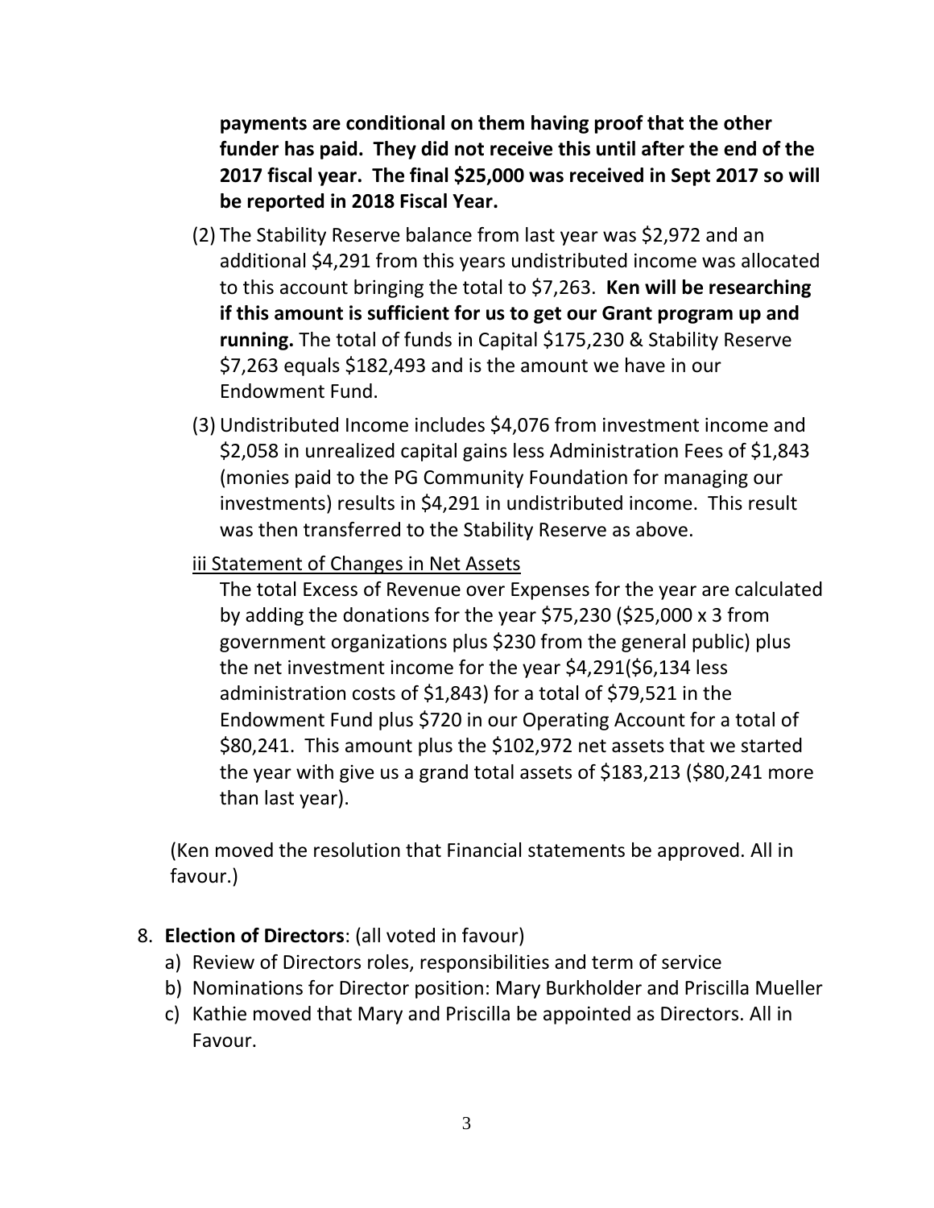**payments are conditional on them having proof that the other funder has paid. They did not receive this until after the end of the 2017 fiscal year. The final $25,000 was received in Sept 2017 so will be reported in 2018 Fiscal Year.**

(2) The Stability Reserve balance from last year was $2,972 and an additional $4,291 from this years undistributed income was allocated to this account bringing the total to $7,263. **Ken will be researching if this amount is sufficient for us to get our Grant program up and running.** The total of funds in Capital $175,230 & Stability Reserve $7,263 equals $182,493 and is the amount we have in our Endowment Fund.

(3) Undistributed Income includes $4,076 from investment income and $2,058 in unrealized capital gains less Administration Fees of $1,843 (monies paid to the PG Community Foundation for managing our investments) results in $4,291 in undistributed income. This result was then transferred to the Stability Reserve as above.

<u>iii Statement of Changes in Net Assets</u>

The total Excess of Revenue over Expenses for the year are calculated by adding the donations for the year $75,230 ($25,000 x 3 from government organizations plus $230 from the general public) plus the net investment income for the year $4,291($6,134 less administration costs of $1,843) for a total of $79,521 in the Endowment Fund plus $720 in our Operating Account for a total of $80,241. This amount plus the $102,972 net assets that we started the year with give us a grand total assets of $183,213 ($80,241 more than last year).

(Ken moved the resolution that Financial statements be approved. All in favour.)

8. **Election of Directors**: (all voted in favour)
   a) Review of Directors roles, responsibilities and term of service
   b) Nominations for Director position: Mary Burkholder and Priscilla Mueller
   c) Kathie moved that Mary and Priscilla be appointed as Directors. All in Favour.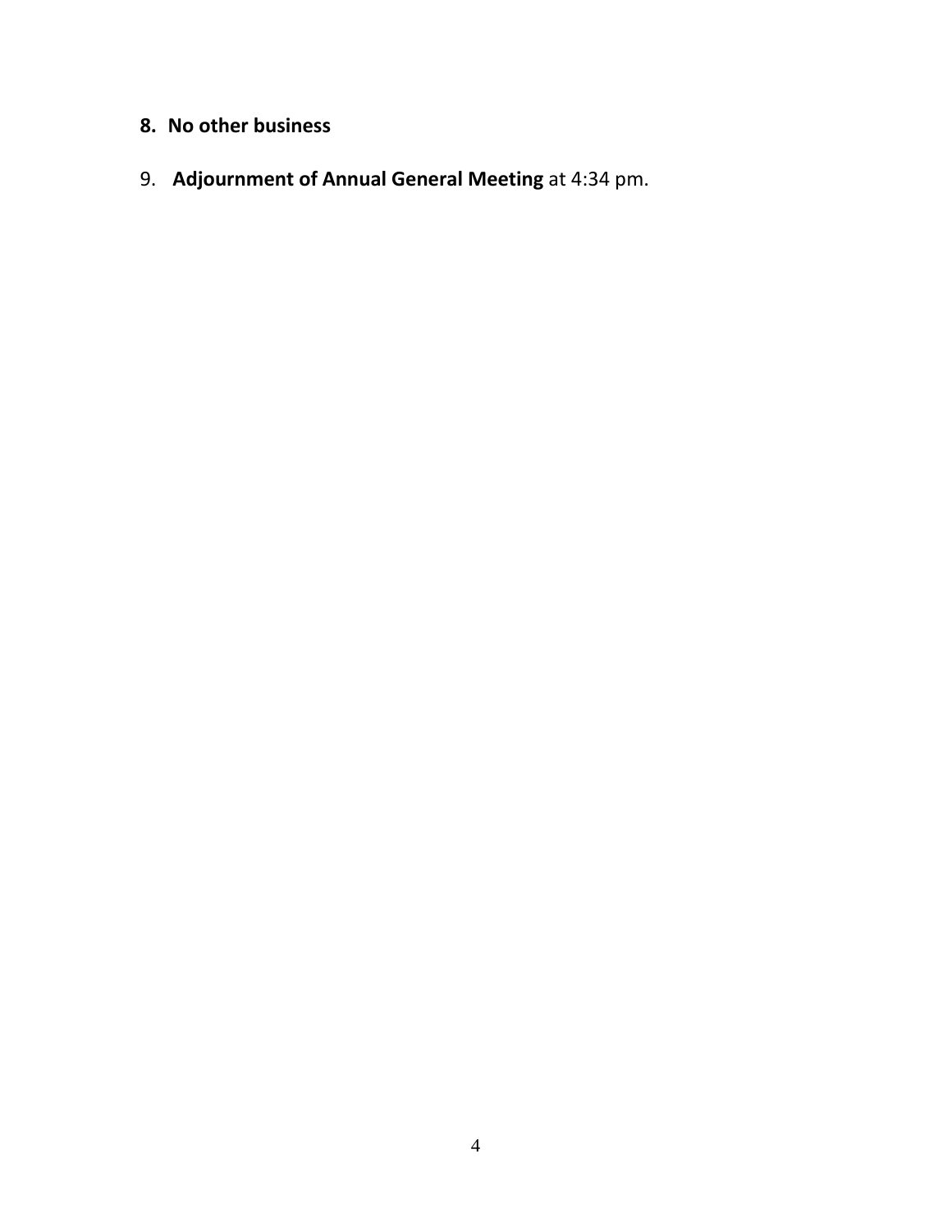**8. No other business**

9. **Adjournment of Annual General Meeting** at 4:34 pm.